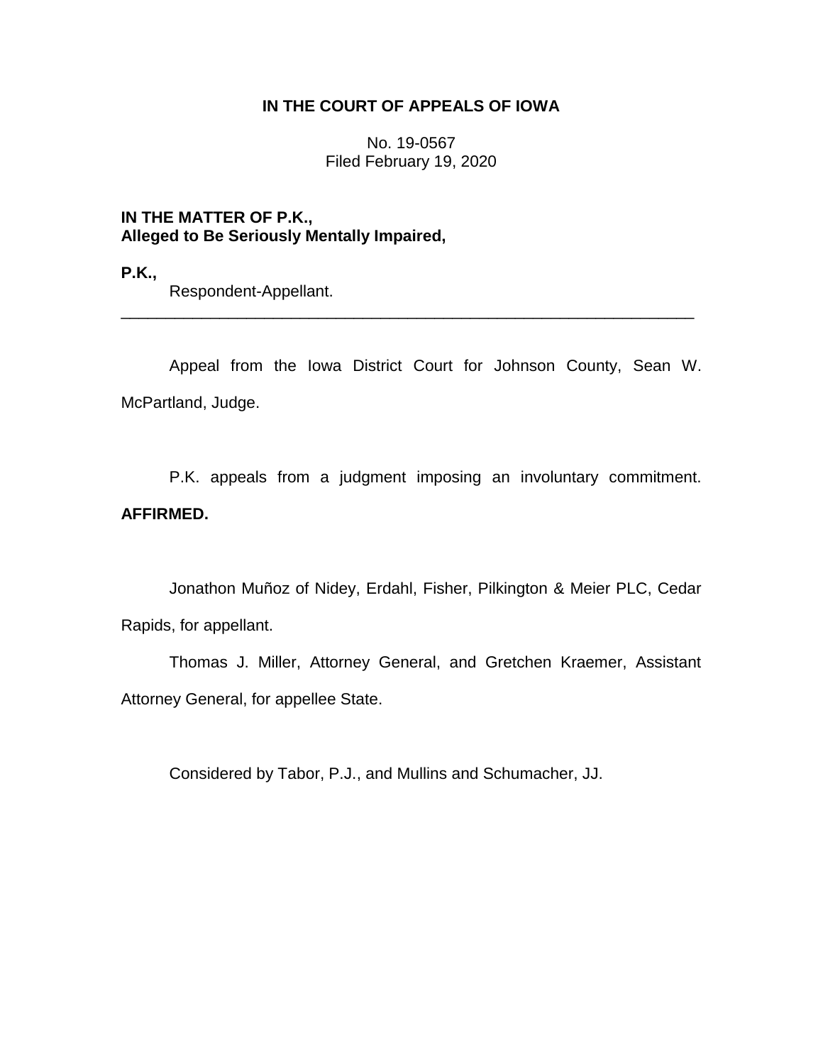**IN THE COURT OF APPEALS OF IOWA**

No. 19-0567
Filed February 19, 2020

**IN THE MATTER OF P.K.,**
**Alleged to Be Seriously Mentally Impaired,**

**P.K.,**
Respondent-Appellant.

---

Appeal from the Iowa District Court for Johnson County, Sean W. McPartland, Judge.

P.K. appeals from a judgment imposing an involuntary commitment. **AFFIRMED.**

Jonathon Muñoz of Nidey, Erdahl, Fisher, Pilkington & Meier PLC, Cedar Rapids, for appellant.

Thomas J. Miller, Attorney General, and Gretchen Kraemer, Assistant Attorney General, for appellee State.

Considered by Tabor, P.J., and Mullins and Schumacher, JJ.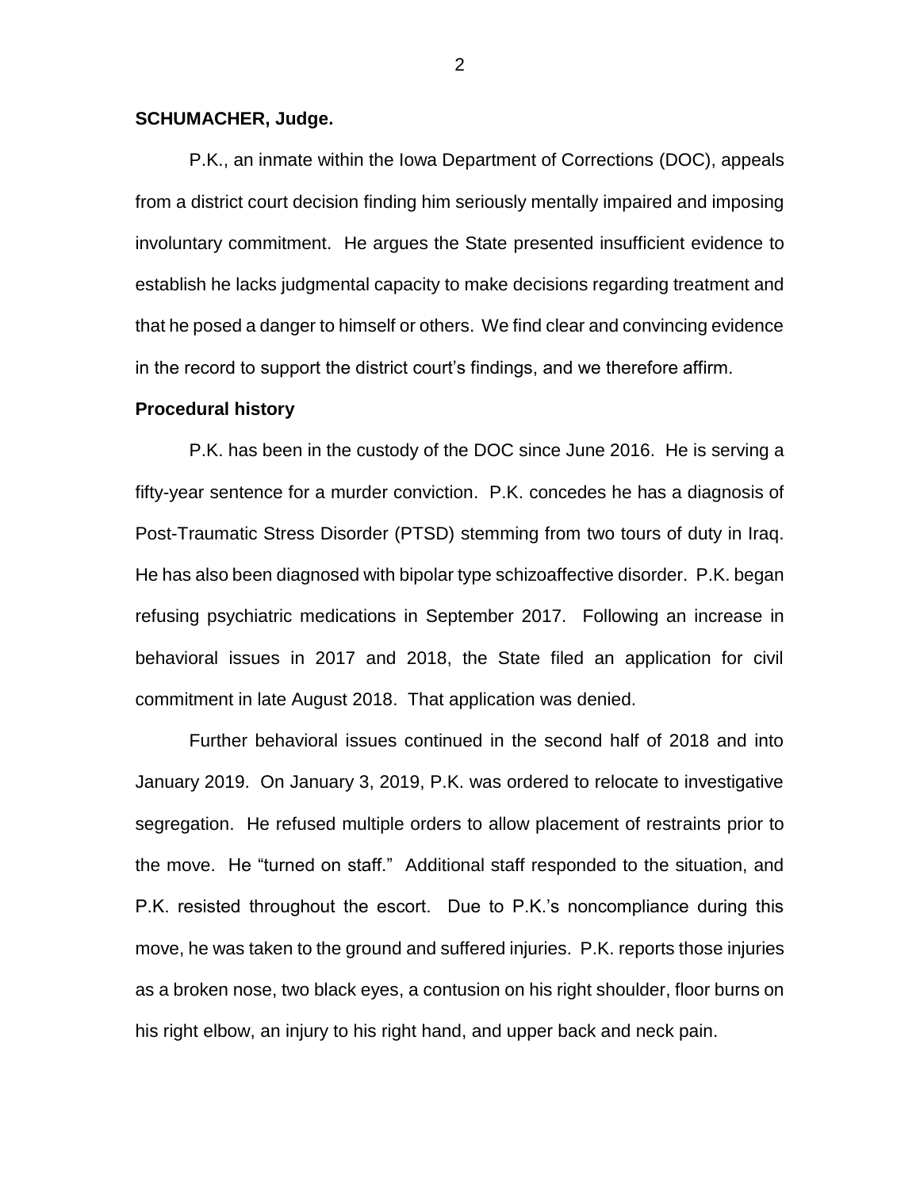**SCHUMACHER, Judge.**

P.K., an inmate within the Iowa Department of Corrections (DOC), appeals from a district court decision finding him seriously mentally impaired and imposing involuntary commitment. He argues the State presented insufficient evidence to establish he lacks judgmental capacity to make decisions regarding treatment and that he posed a danger to himself or others. We find clear and convincing evidence in the record to support the district court's findings, and we therefore affirm.

**Procedural history**

P.K. has been in the custody of the DOC since June 2016. He is serving a fifty-year sentence for a murder conviction. P.K. concedes he has a diagnosis of Post-Traumatic Stress Disorder (PTSD) stemming from two tours of duty in Iraq. He has also been diagnosed with bipolar type schizoaffective disorder. P.K. began refusing psychiatric medications in September 2017. Following an increase in behavioral issues in 2017 and 2018, the State filed an application for civil commitment in late August 2018. That application was denied.

Further behavioral issues continued in the second half of 2018 and into January 2019. On January 3, 2019, P.K. was ordered to relocate to investigative segregation. He refused multiple orders to allow placement of restraints prior to the move. He "turned on staff." Additional staff responded to the situation, and P.K. resisted throughout the escort. Due to P.K.'s noncompliance during this move, he was taken to the ground and suffered injuries. P.K. reports those injuries as a broken nose, two black eyes, a contusion on his right shoulder, floor burns on his right elbow, an injury to his right hand, and upper back and neck pain.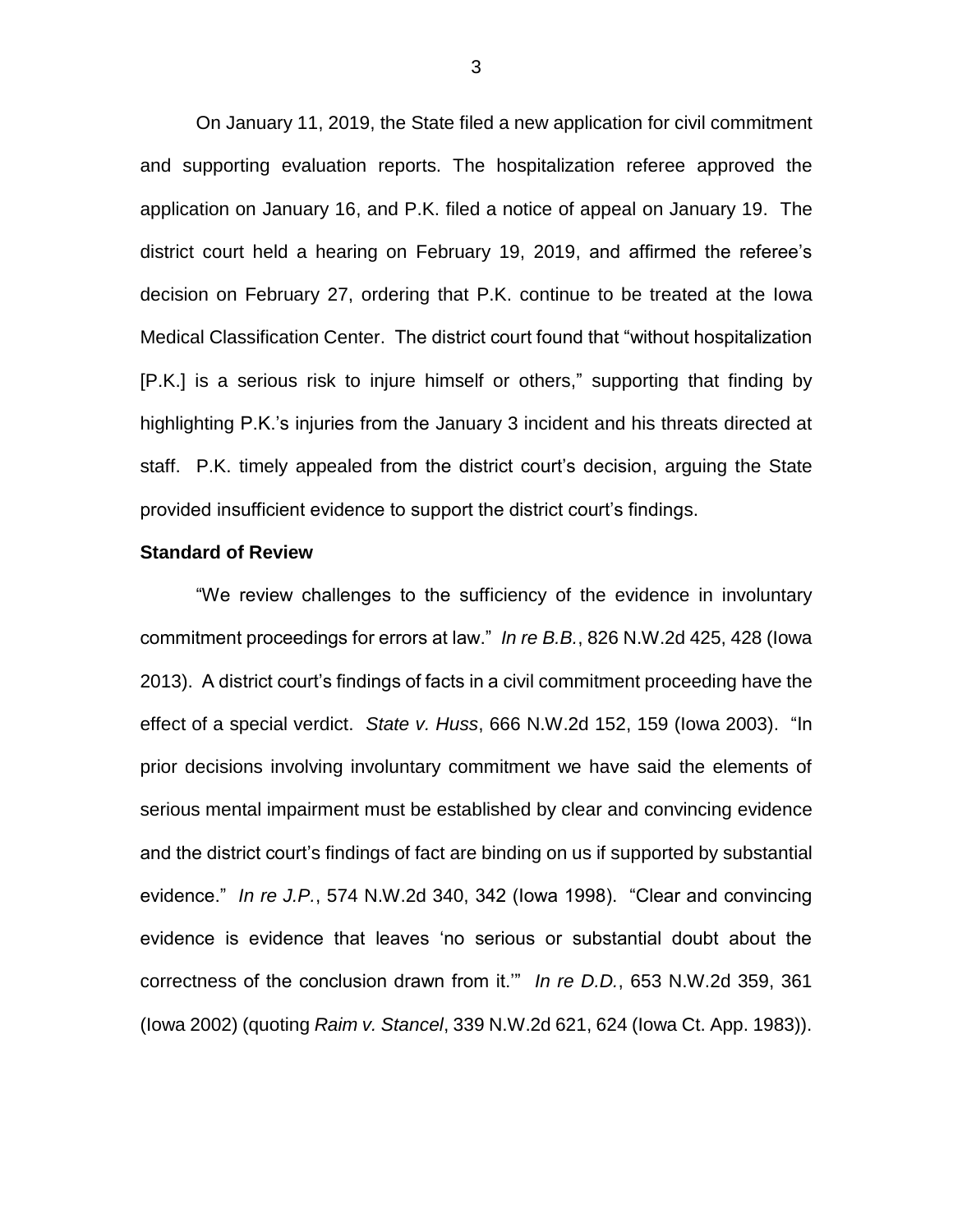On January 11, 2019, the State filed a new application for civil commitment and supporting evaluation reports. The hospitalization referee approved the application on January 16, and P.K. filed a notice of appeal on January 19. The district court held a hearing on February 19, 2019, and affirmed the referee's decision on February 27, ordering that P.K. continue to be treated at the Iowa Medical Classification Center. The district court found that "without hospitalization [P.K.] is a serious risk to injure himself or others," supporting that finding by highlighting P.K.'s injuries from the January 3 incident and his threats directed at staff. P.K. timely appealed from the district court's decision, arguing the State provided insufficient evidence to support the district court's findings.

**Standard of Review**

"We review challenges to the sufficiency of the evidence in involuntary commitment proceedings for errors at law." *In re B.B.*, 826 N.W.2d 425, 428 (Iowa 2013). A district court's findings of facts in a civil commitment proceeding have the effect of a special verdict. *State v. Huss*, 666 N.W.2d 152, 159 (Iowa 2003). "In prior decisions involving involuntary commitment we have said the elements of serious mental impairment must be established by clear and convincing evidence and the district court's findings of fact are binding on us if supported by substantial evidence." *In re J.P.*, 574 N.W.2d 340, 342 (Iowa 1998). "Clear and convincing evidence is evidence that leaves 'no serious or substantial doubt about the correctness of the conclusion drawn from it.'" *In re D.D.*, 653 N.W.2d 359, 361 (Iowa 2002) (quoting *Raim v. Stancel*, 339 N.W.2d 621, 624 (Iowa Ct. App. 1983)).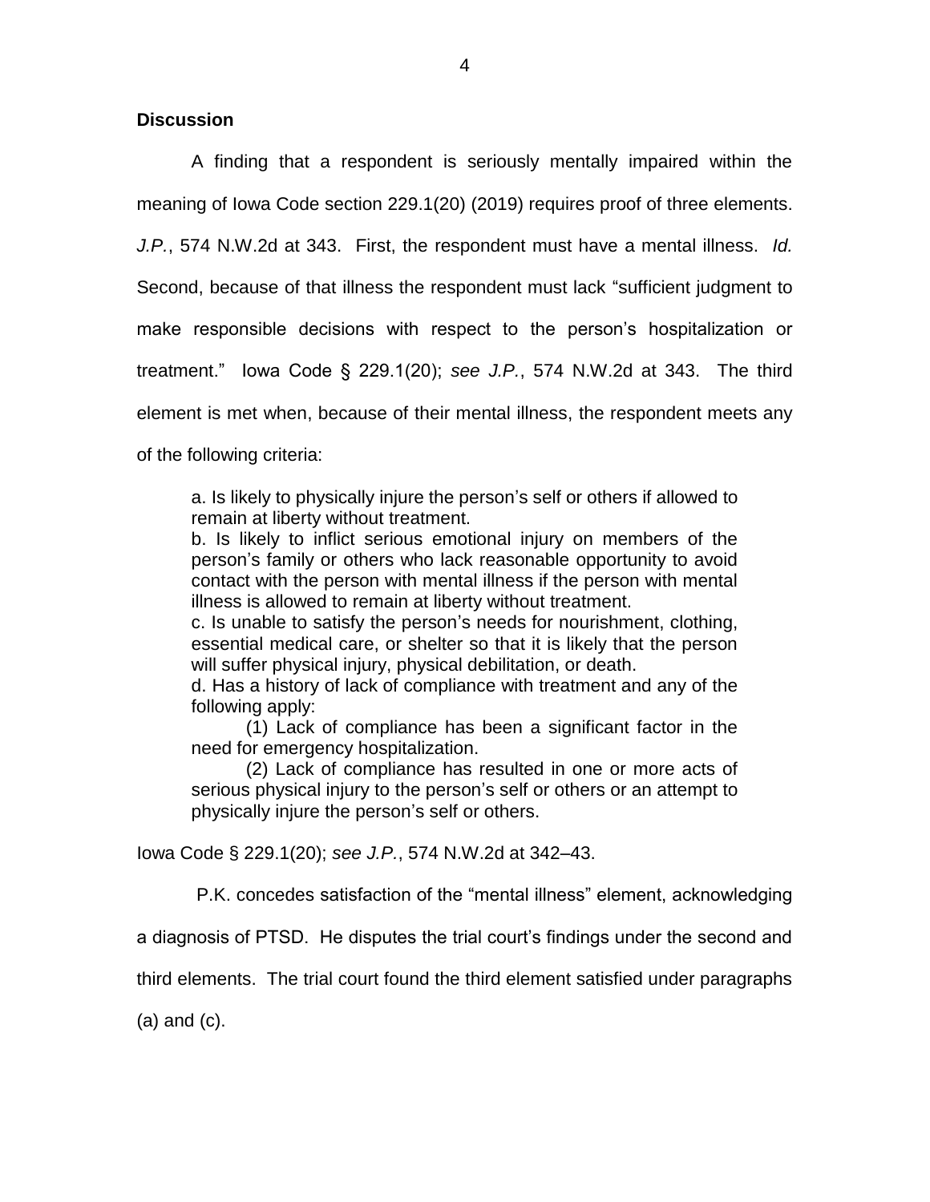**Discussion**

A finding that a respondent is seriously mentally impaired within the meaning of Iowa Code section 229.1(20) (2019) requires proof of three elements. *J.P.*, 574 N.W.2d at 343. First, the respondent must have a mental illness. *Id.* Second, because of that illness the respondent must lack "sufficient judgment to make responsible decisions with respect to the person's hospitalization or treatment." Iowa Code § 229.1(20); *see J.P.*, 574 N.W.2d at 343. The third element is met when, because of their mental illness, the respondent meets any of the following criteria:

> a. Is likely to physically injure the person's self or others if allowed to remain at liberty without treatment.
> b. Is likely to inflict serious emotional injury on members of the person's family or others who lack reasonable opportunity to avoid contact with the person with mental illness if the person with mental illness is allowed to remain at liberty without treatment.
> c. Is unable to satisfy the person's needs for nourishment, clothing, essential medical care, or shelter so that it is likely that the person will suffer physical injury, physical debilitation, or death.
> d. Has a history of lack of compliance with treatment and any of the following apply:
> (1) Lack of compliance has been a significant factor in the need for emergency hospitalization.
> (2) Lack of compliance has resulted in one or more acts of serious physical injury to the person's self or others or an attempt to physically injure the person's self or others.

Iowa Code § 229.1(20); *see J.P.*, 574 N.W.2d at 342–43.

P.K. concedes satisfaction of the "mental illness" element, acknowledging a diagnosis of PTSD. He disputes the trial court's findings under the second and third elements. The trial court found the third element satisfied under paragraphs (a) and (c).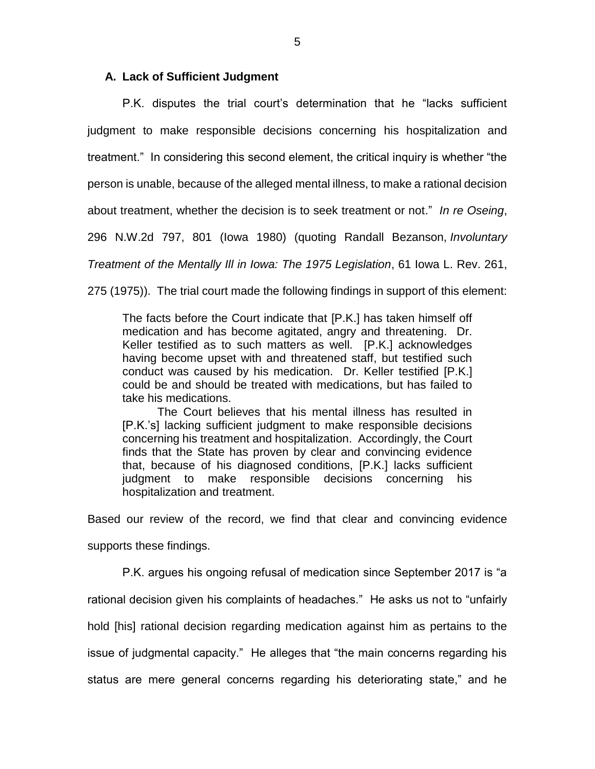### A. Lack of Sufficient Judgment

P.K. disputes the trial court's determination that he "lacks sufficient judgment to make responsible decisions concerning his hospitalization and treatment." In considering this second element, the critical inquiry is whether "the person is unable, because of the alleged mental illness, to make a rational decision about treatment, whether the decision is to seek treatment or not." *In re Oseing*, 296 N.W.2d 797, 801 (Iowa 1980) (quoting Randall Bezanson, *Involuntary Treatment of the Mentally Ill in Iowa: The 1975 Legislation*, 61 Iowa L. Rev. 261, 275 (1975)). The trial court made the following findings in support of this element:

> The facts before the Court indicate that [P.K.] has taken himself off medication and has become agitated, angry and threatening. Dr. Keller testified as to such matters as well. [P.K.] acknowledges having become upset with and threatened staff, but testified such conduct was caused by his medication. Dr. Keller testified [P.K.] could be and should be treated with medications, but has failed to take his medications.
>
> The Court believes that his mental illness has resulted in [P.K.'s] lacking sufficient judgment to make responsible decisions concerning his treatment and hospitalization. Accordingly, the Court finds that the State has proven by clear and convincing evidence that, because of his diagnosed conditions, [P.K.] lacks sufficient judgment to make responsible decisions concerning his hospitalization and treatment.

Based our review of the record, we find that clear and convincing evidence supports these findings.

P.K. argues his ongoing refusal of medication since September 2017 is "a rational decision given his complaints of headaches." He asks us not to "unfairly hold [his] rational decision regarding medication against him as pertains to the issue of judgmental capacity." He alleges that "the main concerns regarding his status are mere general concerns regarding his deteriorating state," and he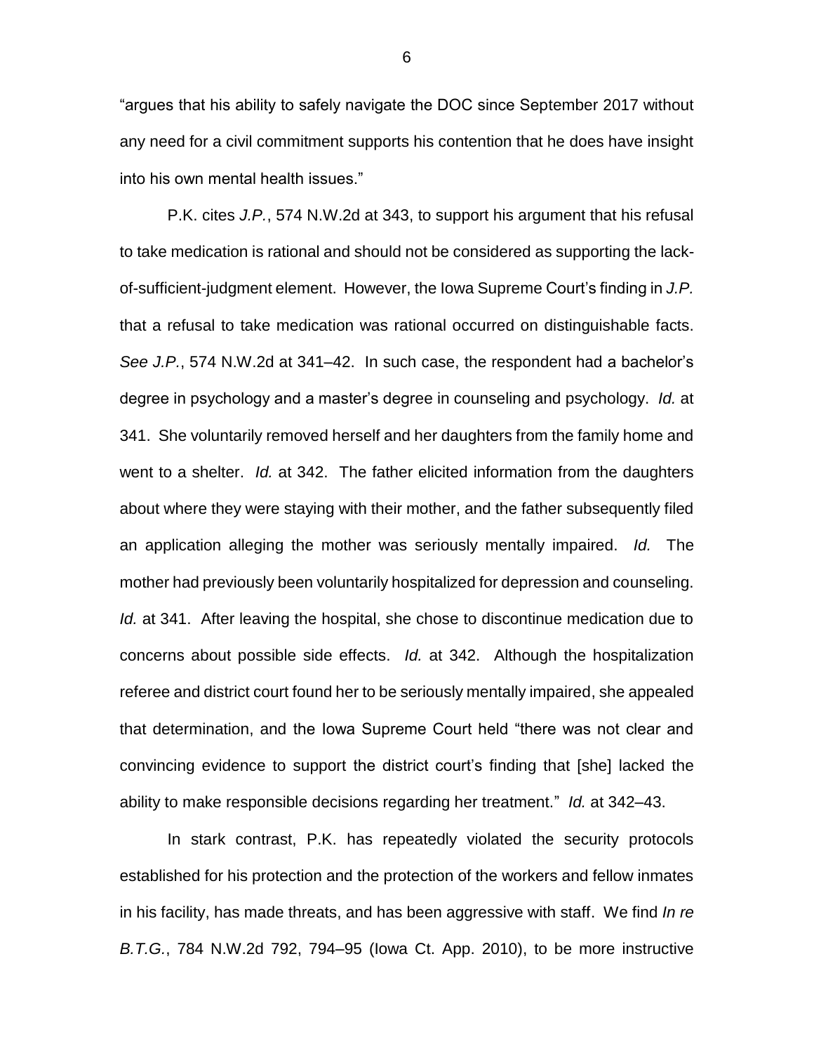"argues that his ability to safely navigate the DOC since September 2017 without any need for a civil commitment supports his contention that he does have insight into his own mental health issues."

P.K. cites *J.P.*, 574 N.W.2d at 343, to support his argument that his refusal to take medication is rational and should not be considered as supporting the lack-of-sufficient-judgment element. However, the Iowa Supreme Court's finding in *J.P.* that a refusal to take medication was rational occurred on distinguishable facts. *See J.P.*, 574 N.W.2d at 341–42. In such case, the respondent had a bachelor's degree in psychology and a master's degree in counseling and psychology. *Id.* at 341. She voluntarily removed herself and her daughters from the family home and went to a shelter. *Id.* at 342. The father elicited information from the daughters about where they were staying with their mother, and the father subsequently filed an application alleging the mother was seriously mentally impaired. *Id.* The mother had previously been voluntarily hospitalized for depression and counseling. *Id.* at 341. After leaving the hospital, she chose to discontinue medication due to concerns about possible side effects. *Id.* at 342. Although the hospitalization referee and district court found her to be seriously mentally impaired, she appealed that determination, and the Iowa Supreme Court held "there was not clear and convincing evidence to support the district court's finding that [she] lacked the ability to make responsible decisions regarding her treatment." *Id.* at 342–43.

In stark contrast, P.K. has repeatedly violated the security protocols established for his protection and the protection of the workers and fellow inmates in his facility, has made threats, and has been aggressive with staff. We find *In re B.T.G.*, 784 N.W.2d 792, 794–95 (Iowa Ct. App. 2010), to be more instructive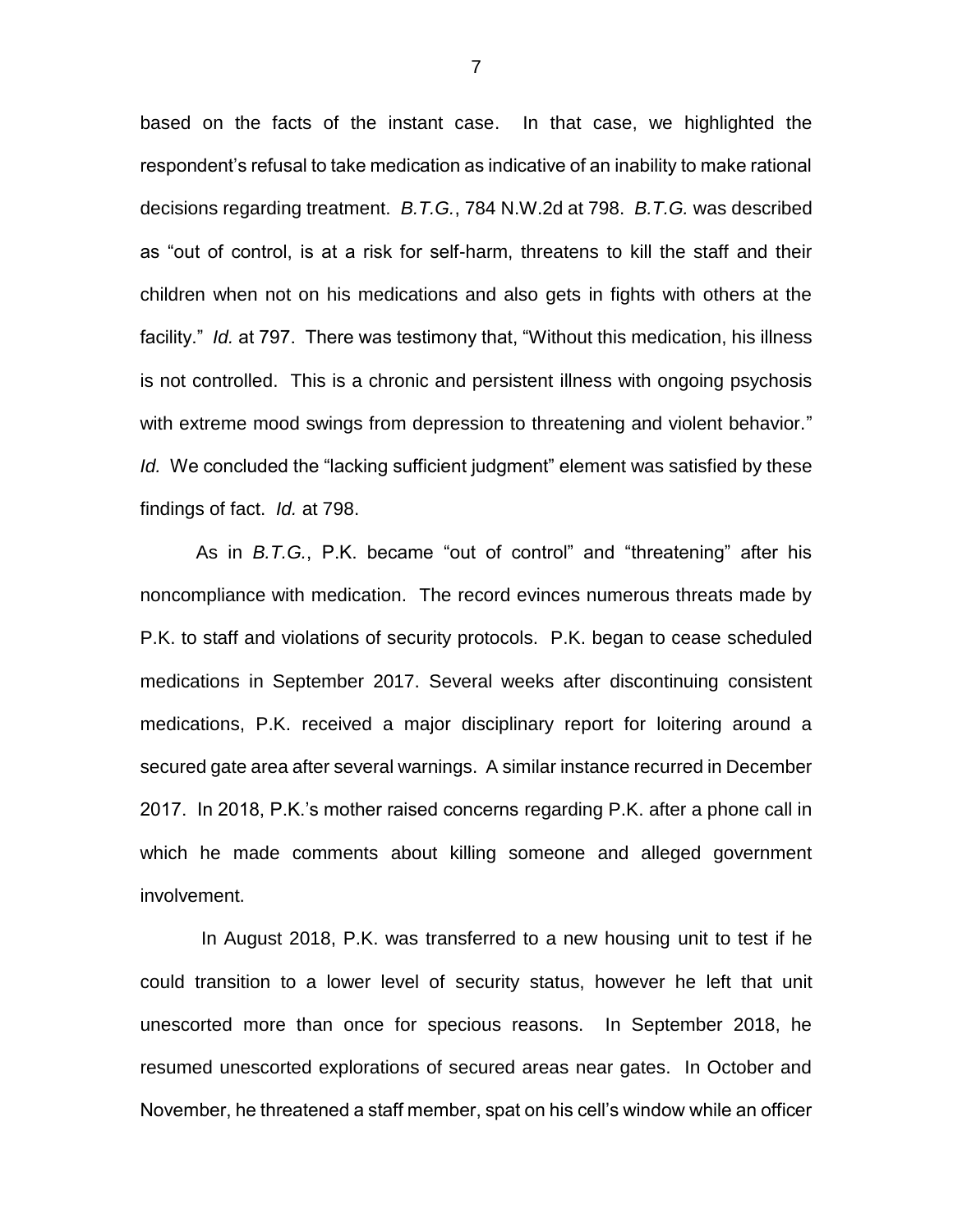based on the facts of the instant case. In that case, we highlighted the respondent's refusal to take medication as indicative of an inability to make rational decisions regarding treatment. *B.T.G.*, 784 N.W.2d at 798. *B.T.G.* was described as "out of control, is at a risk for self-harm, threatens to kill the staff and their children when not on his medications and also gets in fights with others at the facility." *Id.* at 797. There was testimony that, "Without this medication, his illness is not controlled. This is a chronic and persistent illness with ongoing psychosis with extreme mood swings from depression to threatening and violent behavior." *Id.* We concluded the "lacking sufficient judgment" element was satisfied by these findings of fact. *Id.* at 798.

As in *B.T.G.*, P.K. became "out of control" and "threatening" after his noncompliance with medication. The record evinces numerous threats made by P.K. to staff and violations of security protocols. P.K. began to cease scheduled medications in September 2017. Several weeks after discontinuing consistent medications, P.K. received a major disciplinary report for loitering around a secured gate area after several warnings. A similar instance recurred in December 2017. In 2018, P.K.'s mother raised concerns regarding P.K. after a phone call in which he made comments about killing someone and alleged government involvement.

In August 2018, P.K. was transferred to a new housing unit to test if he could transition to a lower level of security status, however he left that unit unescorted more than once for specious reasons. In September 2018, he resumed unescorted explorations of secured areas near gates. In October and November, he threatened a staff member, spat on his cell's window while an officer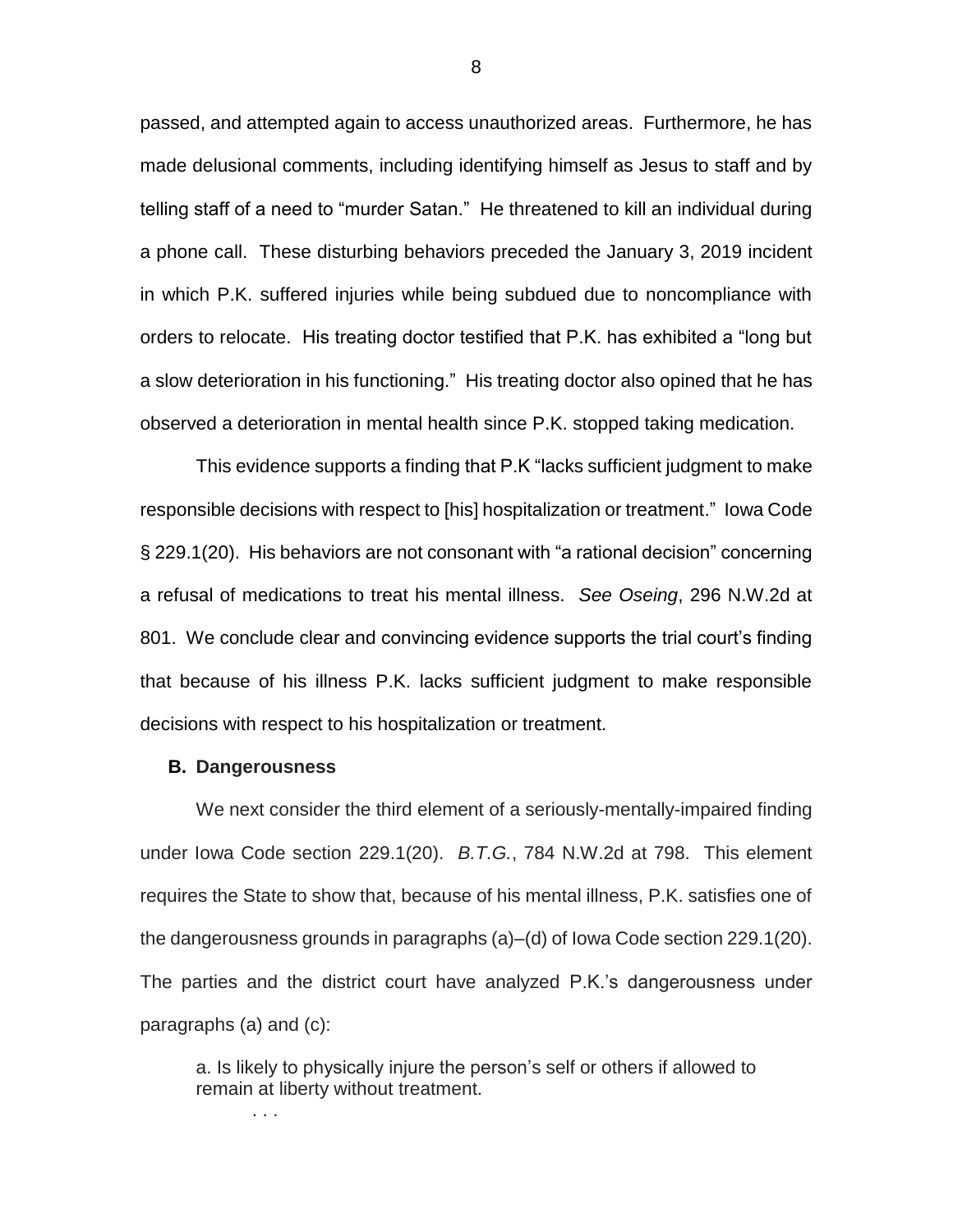passed, and attempted again to access unauthorized areas. Furthermore, he has made delusional comments, including identifying himself as Jesus to staff and by telling staff of a need to "murder Satan." He threatened to kill an individual during a phone call. These disturbing behaviors preceded the January 3, 2019 incident in which P.K. suffered injuries while being subdued due to noncompliance with orders to relocate. His treating doctor testified that P.K. has exhibited a "long but a slow deterioration in his functioning." His treating doctor also opined that he has observed a deterioration in mental health since P.K. stopped taking medication.

This evidence supports a finding that P.K "lacks sufficient judgment to make responsible decisions with respect to [his] hospitalization or treatment." Iowa Code § 229.1(20). His behaviors are not consonant with "a rational decision" concerning a refusal of medications to treat his mental illness. *See Oseing*, 296 N.W.2d at 801. We conclude clear and convincing evidence supports the trial court's finding that because of his illness P.K. lacks sufficient judgment to make responsible decisions with respect to his hospitalization or treatment.

**B. Dangerousness**

We next consider the third element of a seriously-mentally-impaired finding under Iowa Code section 229.1(20). *B.T.G.*, 784 N.W.2d at 798. This element requires the State to show that, because of his mental illness, P.K. satisfies one of the dangerousness grounds in paragraphs (a)–(d) of Iowa Code section 229.1(20). The parties and the district court have analyzed P.K.'s dangerousness under paragraphs (a) and (c):

> a. Is likely to physically injure the person's self or others if allowed to remain at liberty without treatment.
>
> . . .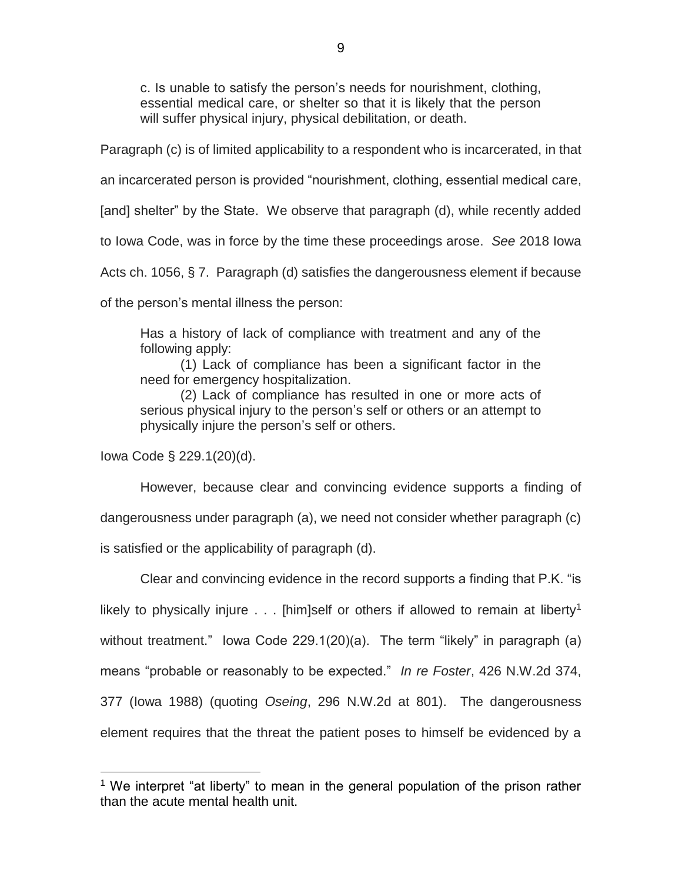> c. Is unable to satisfy the person's needs for nourishment, clothing, essential medical care, or shelter so that it is likely that the person will suffer physical injury, physical debilitation, or death.

Paragraph (c) is of limited applicability to a respondent who is incarcerated, in that an incarcerated person is provided "nourishment, clothing, essential medical care, [and] shelter" by the State. We observe that paragraph (d), while recently added to Iowa Code, was in force by the time these proceedings arose. *See* 2018 Iowa Acts ch. 1056, § 7. Paragraph (d) satisfies the dangerousness element if because of the person's mental illness the person:

> Has a history of lack of compliance with treatment and any of the following apply:
>
> (1) Lack of compliance has been a significant factor in the need for emergency hospitalization.
>
> (2) Lack of compliance has resulted in one or more acts of serious physical injury to the person's self or others or an attempt to physically injure the person's self or others.

Iowa Code § 229.1(20)(d).

However, because clear and convincing evidence supports a finding of dangerousness under paragraph (a), we need not consider whether paragraph (c) is satisfied or the applicability of paragraph (d).

Clear and convincing evidence in the record supports a finding that P.K. "is likely to physically injure . . . [him]self or others if allowed to remain at liberty[1] without treatment." Iowa Code 229.1(20)(a). The term "likely" in paragraph (a) means "probable or reasonably to be expected." *In re Foster*, 426 N.W.2d 374, 377 (Iowa 1988) (quoting *Oseing*, 296 N.W.2d at 801). The dangerousness element requires that the threat the patient poses to himself be evidenced by a

[1] We interpret "at liberty" to mean in the general population of the prison rather than the acute mental health unit.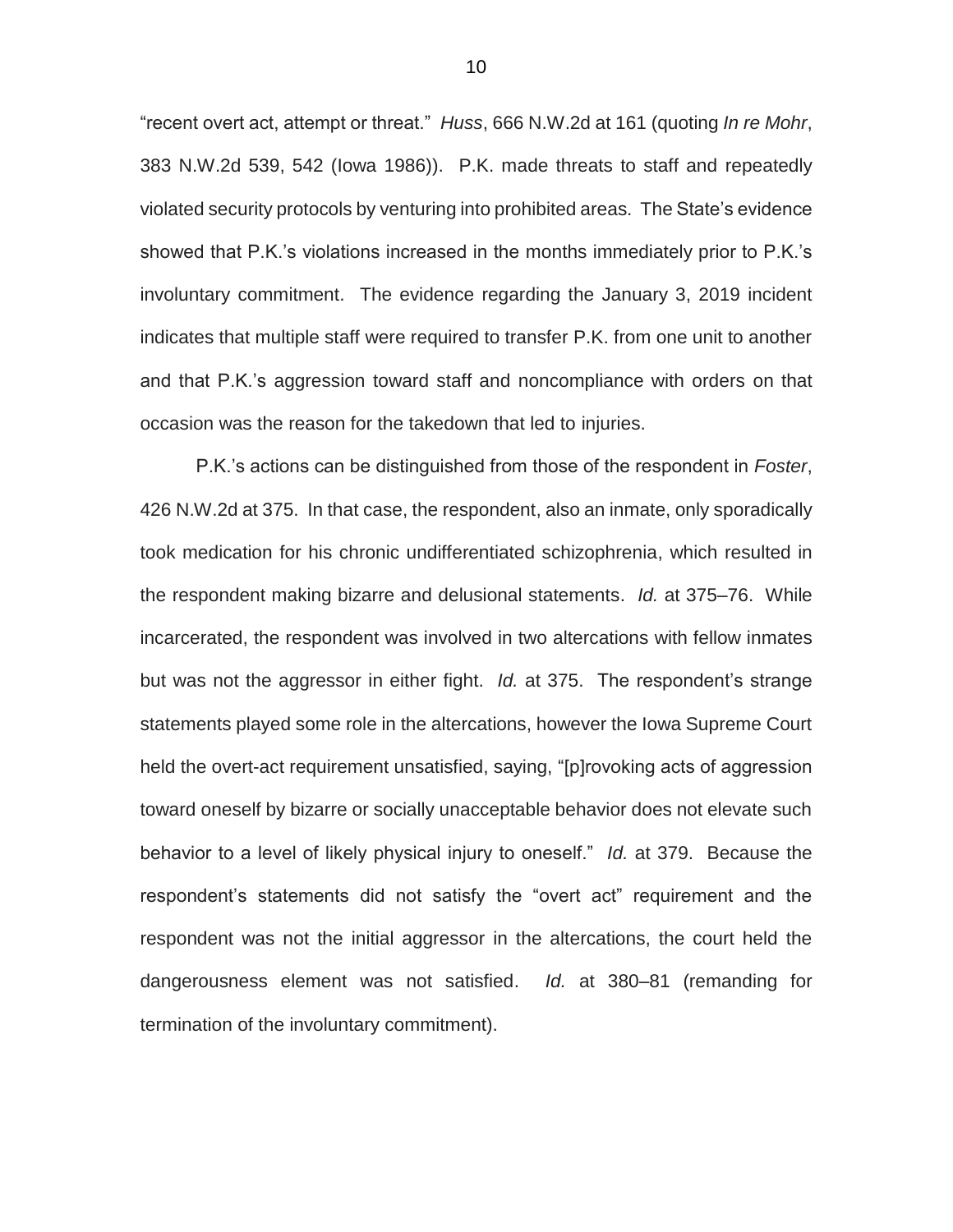"recent overt act, attempt or threat." *Huss*, 666 N.W.2d at 161 (quoting *In re Mohr*, 383 N.W.2d 539, 542 (Iowa 1986)). P.K. made threats to staff and repeatedly violated security protocols by venturing into prohibited areas. The State's evidence showed that P.K.'s violations increased in the months immediately prior to P.K.'s involuntary commitment. The evidence regarding the January 3, 2019 incident indicates that multiple staff were required to transfer P.K. from one unit to another and that P.K.'s aggression toward staff and noncompliance with orders on that occasion was the reason for the takedown that led to injuries.

P.K.'s actions can be distinguished from those of the respondent in *Foster*, 426 N.W.2d at 375. In that case, the respondent, also an inmate, only sporadically took medication for his chronic undifferentiated schizophrenia, which resulted in the respondent making bizarre and delusional statements. *Id.* at 375–76. While incarcerated, the respondent was involved in two altercations with fellow inmates but was not the aggressor in either fight. *Id.* at 375. The respondent's strange statements played some role in the altercations, however the Iowa Supreme Court held the overt-act requirement unsatisfied, saying, "[p]rovoking acts of aggression toward oneself by bizarre or socially unacceptable behavior does not elevate such behavior to a level of likely physical injury to oneself." *Id.* at 379. Because the respondent's statements did not satisfy the "overt act" requirement and the respondent was not the initial aggressor in the altercations, the court held the dangerousness element was not satisfied. *Id.* at 380–81 (remanding for termination of the involuntary commitment).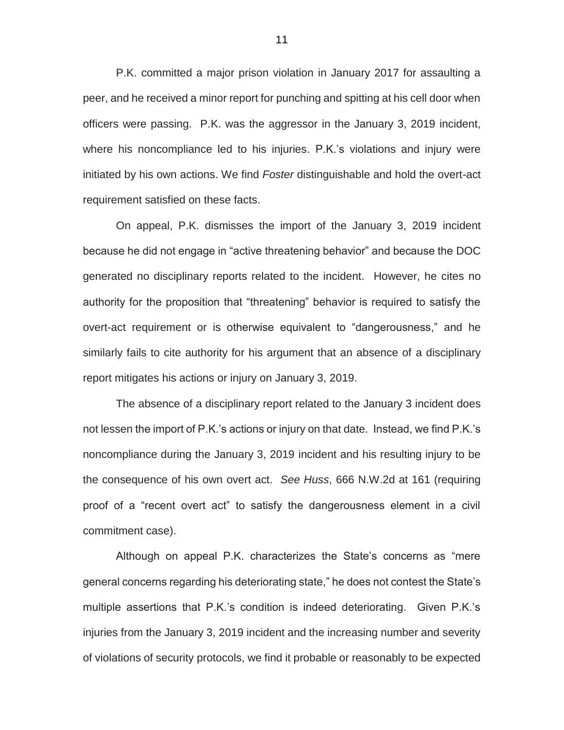P.K. committed a major prison violation in January 2017 for assaulting a peer, and he received a minor report for punching and spitting at his cell door when officers were passing. P.K. was the aggressor in the January 3, 2019 incident, where his noncompliance led to his injuries. P.K.'s violations and injury were initiated by his own actions. We find *Foster* distinguishable and hold the overt-act requirement satisfied on these facts.

On appeal, P.K. dismisses the import of the January 3, 2019 incident because he did not engage in "active threatening behavior" and because the DOC generated no disciplinary reports related to the incident. However, he cites no authority for the proposition that "threatening" behavior is required to satisfy the overt-act requirement or is otherwise equivalent to "dangerousness," and he similarly fails to cite authority for his argument that an absence of a disciplinary report mitigates his actions or injury on January 3, 2019.

The absence of a disciplinary report related to the January 3 incident does not lessen the import of P.K.'s actions or injury on that date. Instead, we find P.K.'s noncompliance during the January 3, 2019 incident and his resulting injury to be the consequence of his own overt act. *See Huss*, 666 N.W.2d at 161 (requiring proof of a "recent overt act" to satisfy the dangerousness element in a civil commitment case).

Although on appeal P.K. characterizes the State's concerns as "mere general concerns regarding his deteriorating state," he does not contest the State's multiple assertions that P.K.'s condition is indeed deteriorating. Given P.K.'s injuries from the January 3, 2019 incident and the increasing number and severity of violations of security protocols, we find it probable or reasonably to be expected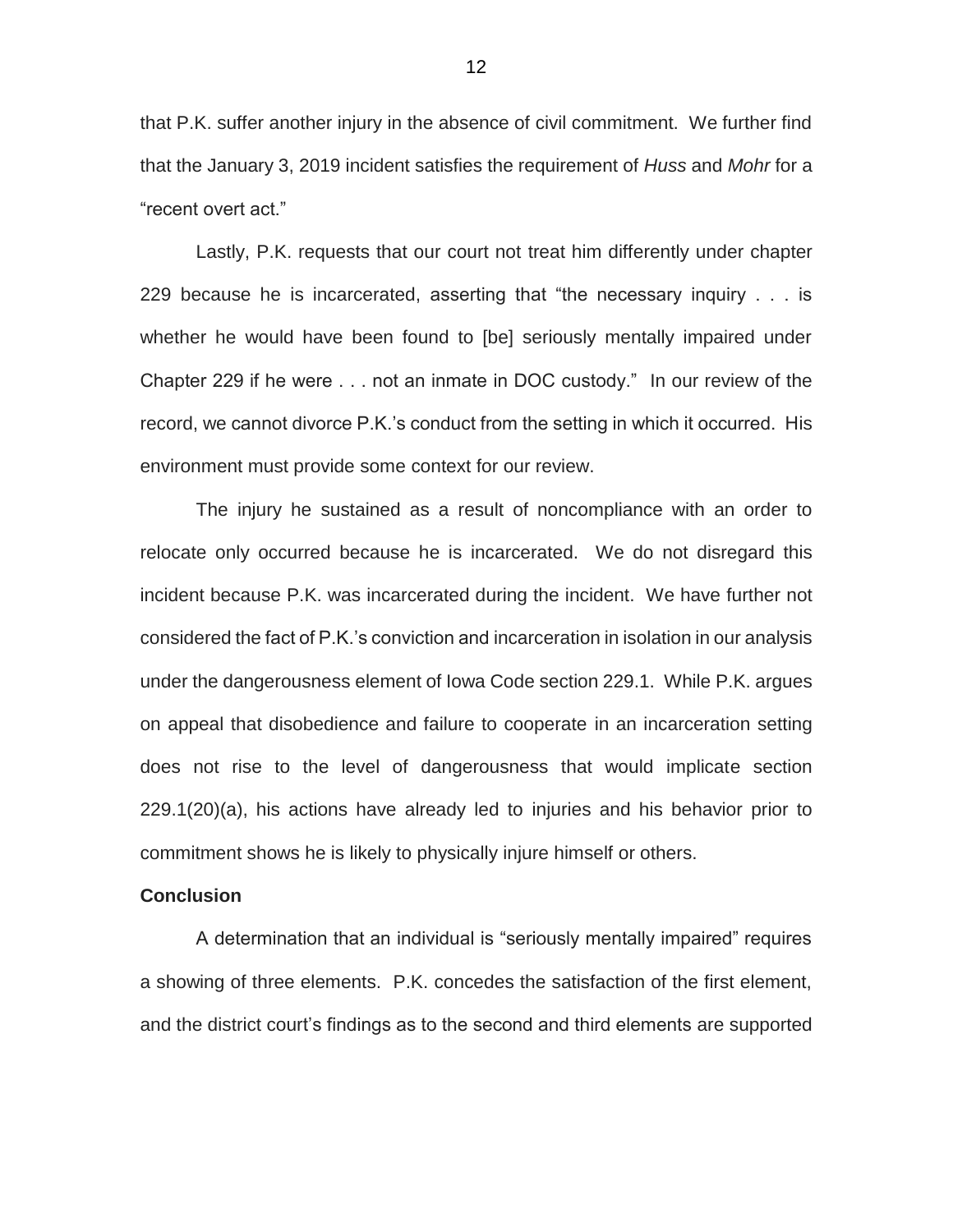that P.K. suffer another injury in the absence of civil commitment. We further find that the January 3, 2019 incident satisfies the requirement of *Huss* and *Mohr* for a "recent overt act."

Lastly, P.K. requests that our court not treat him differently under chapter 229 because he is incarcerated, asserting that "the necessary inquiry . . . is whether he would have been found to [be] seriously mentally impaired under Chapter 229 if he were . . . not an inmate in DOC custody." In our review of the record, we cannot divorce P.K.'s conduct from the setting in which it occurred. His environment must provide some context for our review.

The injury he sustained as a result of noncompliance with an order to relocate only occurred because he is incarcerated. We do not disregard this incident because P.K. was incarcerated during the incident. We have further not considered the fact of P.K.'s conviction and incarceration in isolation in our analysis under the dangerousness element of Iowa Code section 229.1. While P.K. argues on appeal that disobedience and failure to cooperate in an incarceration setting does not rise to the level of dangerousness that would implicate section 229.1(20)(a), his actions have already led to injuries and his behavior prior to commitment shows he is likely to physically injure himself or others.

**Conclusion**

A determination that an individual is "seriously mentally impaired" requires a showing of three elements. P.K. concedes the satisfaction of the first element, and the district court's findings as to the second and third elements are supported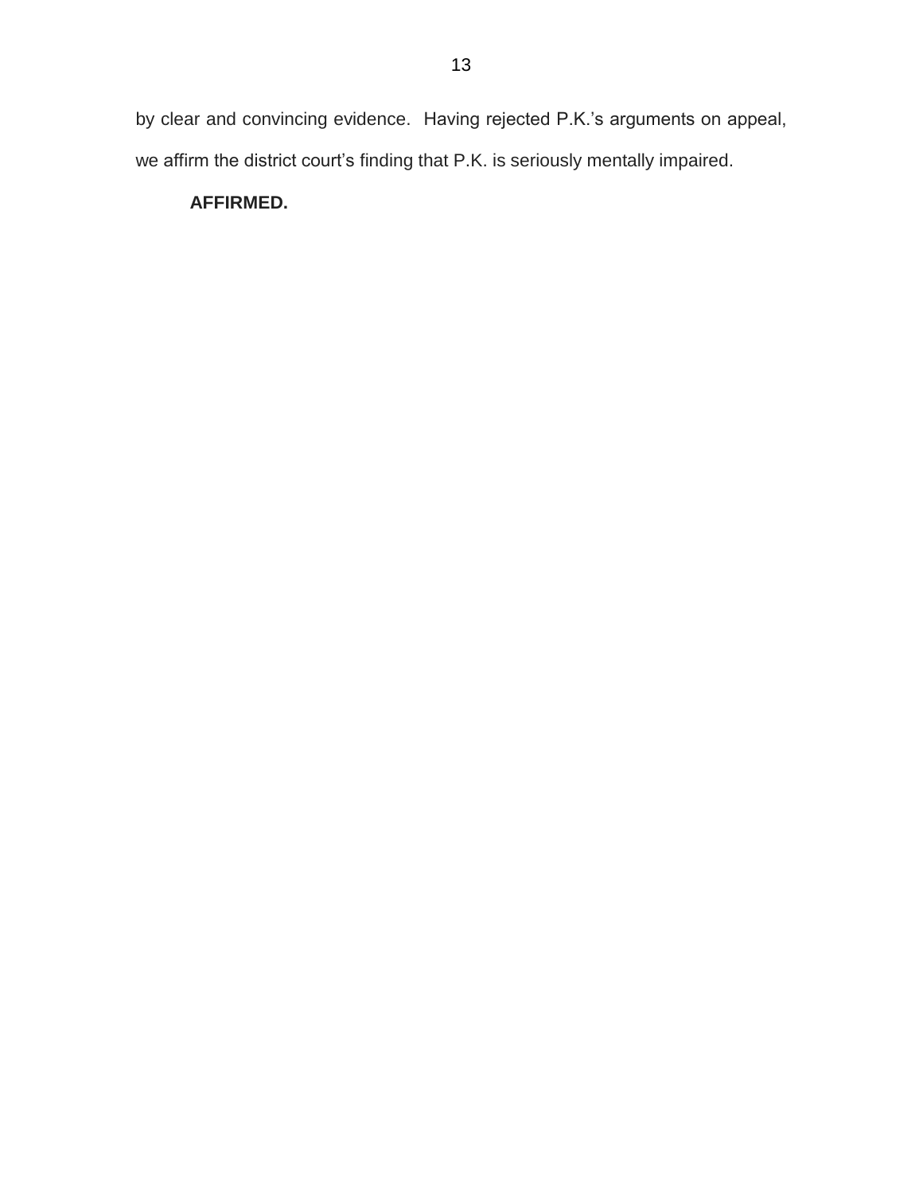by clear and convincing evidence. Having rejected P.K.'s arguments on appeal, we affirm the district court's finding that P.K. is seriously mentally impaired.

**AFFIRMED.**